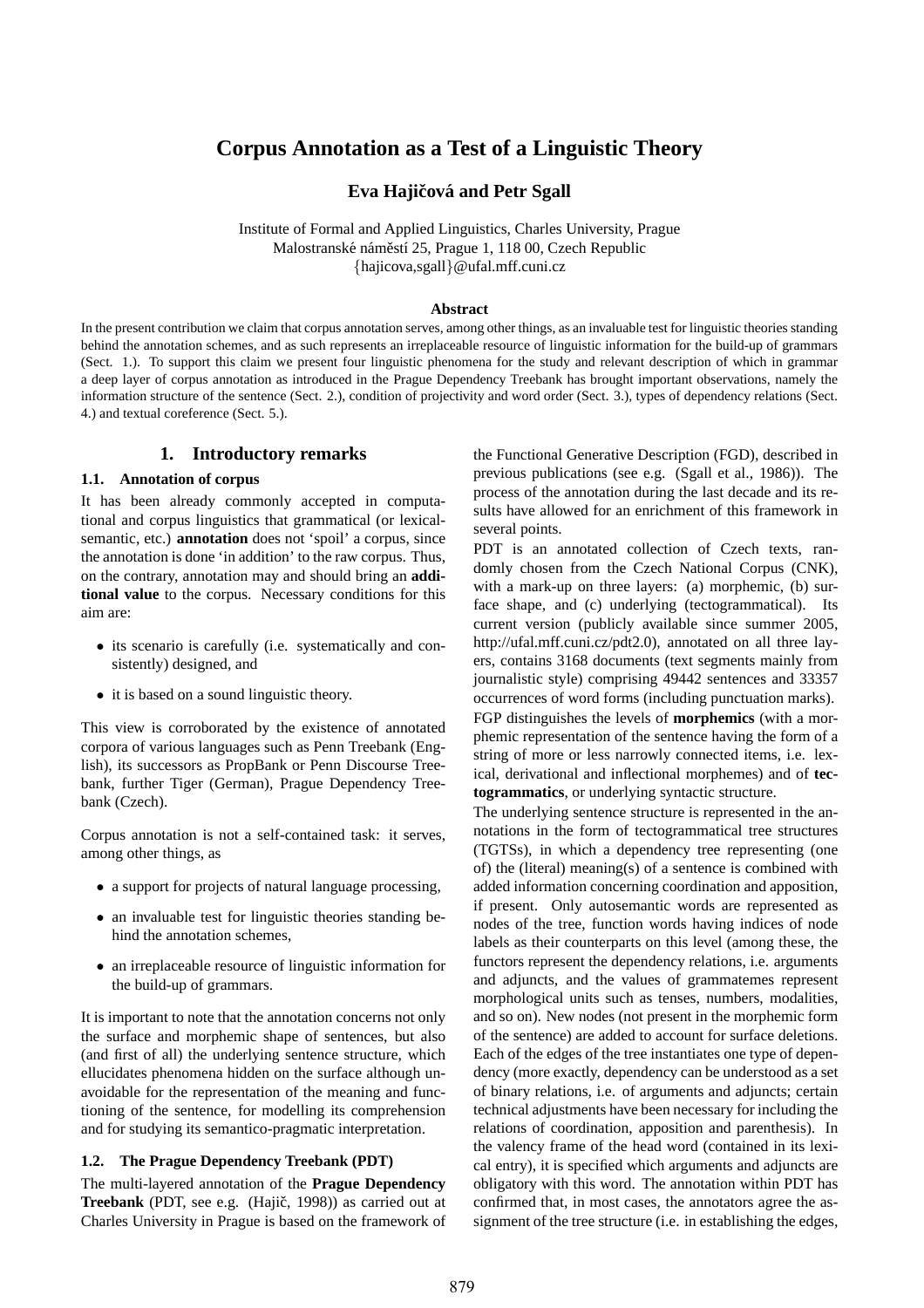# Corpus Annotation as a Test of a Linguistic Theory

**Eva Hajičová and Petr Sgall**

Institute of Formal and Applied Linguistics, Charles University, Prague
Malostranské náměstí 25, Prague 1, 118 00, Czech Republic
{hajicova,sgall}@ufal.mff.cuni.cz

**Abstract**

In the present contribution we claim that corpus annotation serves, among other things, as an invaluable test for linguistic theories standing behind the annotation schemes, and as such represents an irreplaceable resource of linguistic information for the build-up of grammars (Sect. 1.). To support this claim we present four linguistic phenomena for the study and relevant description of which in grammar a deep layer of corpus annotation as introduced in the Prague Dependency Treebank has brought important observations, namely the information structure of the sentence (Sect. 2.), condition of projectivity and word order (Sect. 3.), types of dependency relations (Sect. 4.) and textual coreference (Sect. 5.).

## 1. Introductory remarks

### 1.1. Annotation of corpus

It has been already commonly accepted in computational and corpus linguistics that grammatical (or lexical-semantic, etc.) **annotation** does not 'spoil' a corpus, since the annotation is done 'in addition' to the raw corpus. Thus, on the contrary, annotation may and should bring an **additional value** to the corpus. Necessary conditions for this aim are:

- its scenario is carefully (i.e. systematically and consistently) designed, and
- it is based on a sound linguistic theory.

This view is corroborated by the existence of annotated corpora of various languages such as Penn Treebank (English), its successors as PropBank or Penn Discourse Treebank, further Tiger (German), Prague Dependency Treebank (Czech).

Corpus annotation is not a self-contained task: it serves, among other things, as

- a support for projects of natural language processing,
- an invaluable test for linguistic theories standing behind the annotation schemes,
- an irreplaceable resource of linguistic information for the build-up of grammars.

It is important to note that the annotation concerns not only the surface and morphemic shape of sentences, but also (and first of all) the underlying sentence structure, which ellucidates phenomena hidden on the surface although unavoidable for the representation of the meaning and functioning of the sentence, for modelling its comprehension and for studying its semantico-pragmatic interpretation.

### 1.2. The Prague Dependency Treebank (PDT)

The multi-layered annotation of the **Prague Dependency Treebank** (PDT, see e.g. (Hajič, 1998)) as carried out at Charles University in Prague is based on the framework of the Functional Generative Description (FGD), described in previous publications (see e.g. (Sgall et al., 1986)). The process of the annotation during the last decade and its results have allowed for an enrichment of this framework in several points.

PDT is an annotated collection of Czech texts, randomly chosen from the Czech National Corpus (CNK), with a mark-up on three layers: (a) morphemic, (b) surface shape, and (c) underlying (tectogrammatical). Its current version (publicly available since summer 2005, http://ufal.mff.cuni.cz/pdt2.0), annotated on all three layers, contains 3168 documents (text segments mainly from journalistic style) comprising 49442 sentences and 33357 occurrences of word forms (including punctuation marks).

FGP distinguishes the levels of **morphemics** (with a morphemic representation of the sentence having the form of a string of more or less narrowly connected items, i.e. lexical, derivational and inflectional morphemes) and of **tectogrammatics**, or underlying syntactic structure.

The underlying sentence structure is represented in the annotations in the form of tectogrammatical tree structures (TGTSs), in which a dependency tree representing (one of) the (literal) meaning(s) of a sentence is combined with added information concerning coordination and apposition, if present. Only autosemantic words are represented as nodes of the tree, function words having indices of node labels as their counterparts on this level (among these, the functors represent the dependency relations, i.e. arguments and adjuncts, and the values of grammatemes represent morphological units such as tenses, numbers, modalities, and so on). New nodes (not present in the morphemic form of the sentence) are added to account for surface deletions. Each of the edges of the tree instantiates one type of dependency (more exactly, dependency can be understood as a set of binary relations, i.e. of arguments and adjuncts; certain technical adjustments have been necessary for including the relations of coordination, apposition and parenthesis). In the valency frame of the head word (contained in its lexical entry), it is specified which arguments and adjuncts are obligatory with this word. The annotation within PDT has confirmed that, in most cases, the annotators agree the assignment of the tree structure (i.e. in establishing the edges,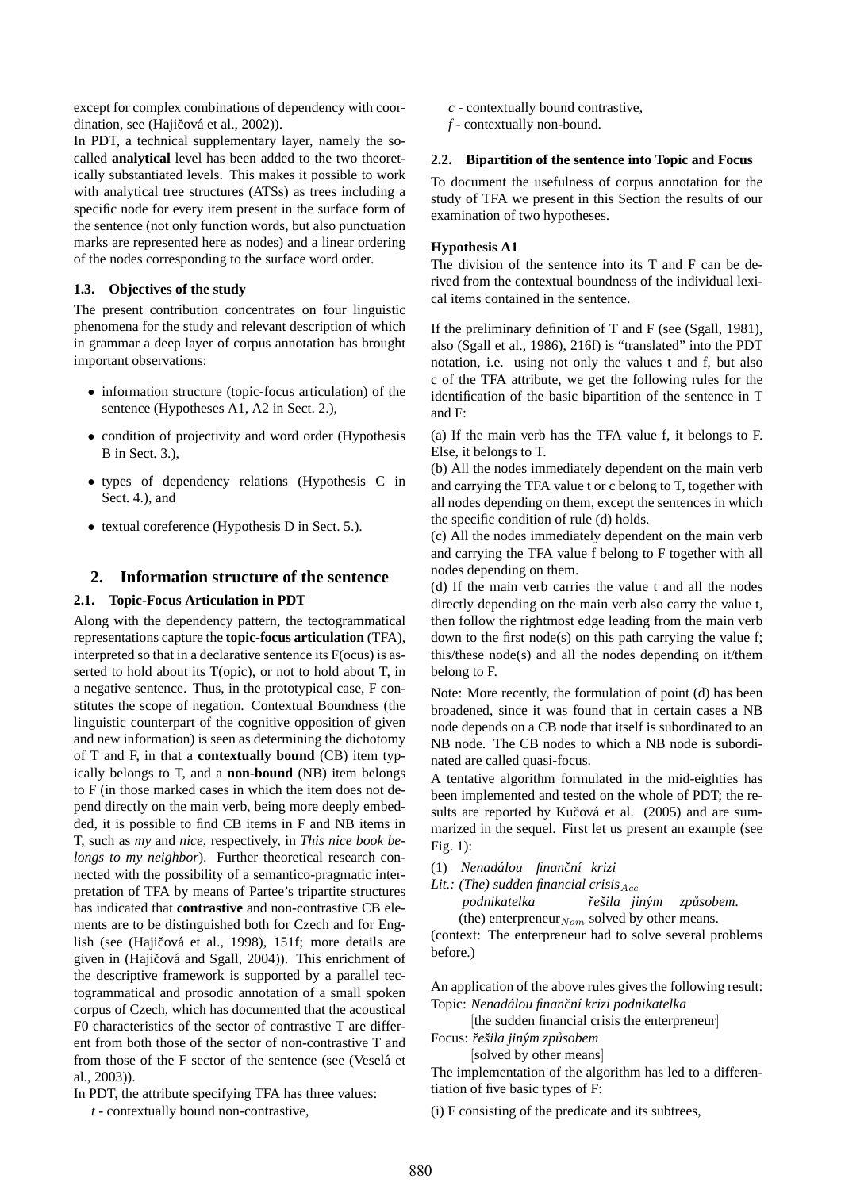except for complex combinations of dependency with coordination, see (Hajičová et al., 2002)).

In PDT, a technical supplementary layer, namely the so-called **analytical** level has been added to the two theoretically substantiated levels. This makes it possible to work with analytical tree structures (ATSs) as trees including a specific node for every item present in the surface form of the sentence (not only function words, but also punctuation marks are represented here as nodes) and a linear ordering of the nodes corresponding to the surface word order.

### 1.3. Objectives of the study

The present contribution concentrates on four linguistic phenomena for the study and relevant description of which in grammar a deep layer of corpus annotation has brought important observations:

- information structure (topic-focus articulation) of the sentence (Hypotheses A1, A2 in Sect. 2.),
- condition of projectivity and word order (Hypothesis B in Sect. 3.),
- types of dependency relations (Hypothesis C in Sect. 4.), and
- textual coreference (Hypothesis D in Sect. 5.).

## 2. Information structure of the sentence

### 2.1. Topic-Focus Articulation in PDT

Along with the dependency pattern, the tectogrammatical representations capture the **topic-focus articulation** (TFA), interpreted so that in a declarative sentence its F(ocus) is asserted to hold about its T(opic), or not to hold about T, in a negative sentence. Thus, in the prototypical case, F constitutes the scope of negation. Contextual Boundness (the linguistic counterpart of the cognitive opposition of given and new information) is seen as determining the dichotomy of T and F, in that a **contextually bound** (CB) item typically belongs to T, and a **non-bound** (NB) item belongs to F (in those marked cases in which the item does not depend directly on the main verb, being more deeply embedded, it is possible to find CB items in F and NB items in T, such as *my* and *nice*, respectively, in *This nice book belongs to my neighbor*). Further theoretical research connected with the possibility of a semantico-pragmatic interpretation of TFA by means of Partee's tripartite structures has indicated that **contrastive** and non-contrastive CB elements are to be distinguished both for Czech and for English (see (Hajičová et al., 1998), 151f; more details are given in (Hajičová and Sgall, 2004)). This enrichment of the descriptive framework is supported by a parallel tectogrammatical and prosodic annotation of a small spoken corpus of Czech, which has documented that the acoustical F0 characteristics of the sector of contrastive T are different from both those of the sector of non-contrastive T and from those of the F sector of the sentence (see (Veselá et al., 2003)).

In PDT, the attribute specifying TFA has three values:

*t* - contextually bound non-contrastive,
*c* - contextually bound contrastive,
*f* - contextually non-bound.

### 2.2. Bipartition of the sentence into Topic and Focus

To document the usefulness of corpus annotation for the study of TFA we present in this Section the results of our examination of two hypotheses.

**Hypothesis A1**

The division of the sentence into its T and F can be derived from the contextual boundness of the individual lexical items contained in the sentence.

If the preliminary definition of T and F (see (Sgall, 1981), also (Sgall et al., 1986), 216f) is "translated" into the PDT notation, i.e. using not only the values t and f, but also c of the TFA attribute, we get the following rules for the identification of the basic bipartition of the sentence in T and F:

(a) If the main verb has the TFA value f, it belongs to F. Else, it belongs to T.
(b) All the nodes immediately dependent on the main verb and carrying the TFA value t or c belong to T, together with all nodes depending on them, except the sentences in which the specific condition of rule (d) holds.
(c) All the nodes immediately dependent on the main verb and carrying the TFA value f belong to F together with all nodes depending on them.
(d) If the main verb carries the value t and all the nodes directly depending on the main verb also carry the value t, then follow the rightmost edge leading from the main verb down to the first node(s) on this path carrying the value f; this/these node(s) and all the nodes depending on it/them belong to F.

Note: More recently, the formulation of point (d) has been broadened, since it was found that in certain cases a NB node depends on a CB node that itself is subordinated to an NB node. The CB nodes to which a NB node is subordinated are called quasi-focus.

A tentative algorithm formulated in the mid-eighties has been implemented and tested on the whole of PDT; the results are reported by Kučová et al. (2005) and are summarized in the sequel. First let us present an example (see Fig. 1):

(1) *Nenadálou finanční krizi*
*Lit.: (The) sudden financial crisis*$_{Acc}$
*podnikatelka řešila jiným způsobem.*
(the) enterpreneur$_{Nom}$ solved by other means.
(context: The enterpreneur had to solve several problems before.)

An application of the above rules gives the following result:
Topic: *Nenadálou finanční krizi podnikatelka*
[the sudden financial crisis the enterpreneur]
Focus: *řešila jiným způsobem*
[solved by other means]

The implementation of the algorithm has led to a differentiation of five basic types of F:

(i) F consisting of the predicate and its subtrees,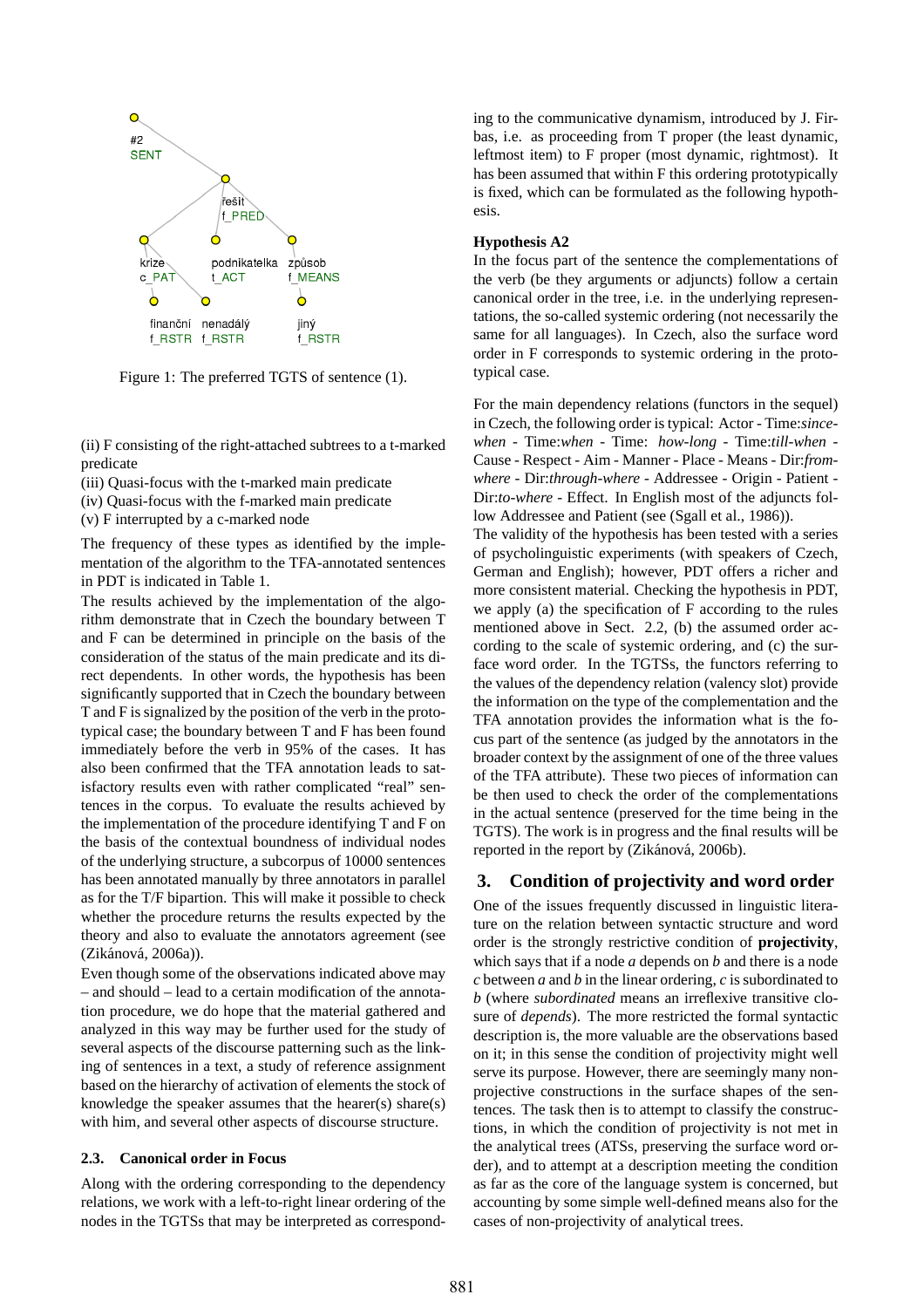Figure 1: The preferred TGTS of sentence (1).

(ii) F consisting of the right-attached subtrees to a t-marked predicate
(iii) Quasi-focus with the t-marked main predicate
(iv) Quasi-focus with the f-marked main predicate
(v) F interrupted by a c-marked node

The frequency of these types as identified by the implementation of the algorithm to the TFA-annotated sentences in PDT is indicated in Table 1.

The results achieved by the implementation of the algorithm demonstrate that in Czech the boundary between T and F can be determined in principle on the basis of the consideration of the status of the main predicate and its direct dependents. In other words, the hypothesis has been significantly supported that in Czech the boundary between T and F is signalized by the position of the verb in the prototypical case; the boundary between T and F has been found immediately before the verb in 95% of the cases. It has also been confirmed that the TFA annotation leads to satisfactory results even with rather complicated "real" sentences in the corpus. To evaluate the results achieved by the implementation of the procedure identifying T and F on the basis of the contextual boundness of individual nodes of the underlying structure, a subcorpus of 10000 sentences has been annotated manually by three annotators in parallel as for the T/F bipartion. This will make it possible to check whether the procedure returns the results expected by the theory and also to evaluate the annotators agreement (see (Zikánová, 2006a)).

Even though some of the observations indicated above may – and should – lead to a certain modification of the annotation procedure, we do hope that the material gathered and analyzed in this way may be further used for the study of several aspects of the discourse patterning such as the linking of sentences in a text, a study of reference assignment based on the hierarchy of activation of elements the stock of knowledge the speaker assumes that the hearer(s) share(s) with him, and several other aspects of discourse structure.

### 2.3. Canonical order in Focus

Along with the ordering corresponding to the dependency relations, we work with a left-to-right linear ordering of the nodes in the TGTSs that may be interpreted as corresponding to the communicative dynamism, introduced by J. Firbas, i.e. as proceeding from T proper (the least dynamic, leftmost item) to F proper (most dynamic, rightmost). It has been assumed that within F this ordering prototypically is fixed, which can be formulated as the following hypothesis.

**Hypothesis A2**

In the focus part of the sentence the complementations of the verb (be they arguments or adjuncts) follow a certain canonical order in the tree, i.e. in the underlying representations, the so-called systemic ordering (not necessarily the same for all languages). In Czech, also the surface word order in F corresponds to systemic ordering in the prototypical case.

For the main dependency relations (functors in the sequel) in Czech, the following order is typical: Actor - Time:*since-when* - Time:*when* - Time: *how-long* - Time:*till-when* - Cause - Respect - Aim - Manner - Place - Means - Dir:*from-where* - Dir:*through-where* - Addressee - Origin - Patient - Dir:*to-where* - Effect. In English most of the adjuncts follow Addressee and Patient (see (Sgall et al., 1986)).

The validity of the hypothesis has been tested with a series of psycholinguistic experiments (with speakers of Czech, German and English); however, PDT offers a richer and more consistent material. Checking the hypothesis in PDT, we apply (a) the specification of F according to the rules mentioned above in Sect. 2.2, (b) the assumed order according to the scale of systemic ordering, and (c) the surface word order. In the TGTSs, the functors referring to the values of the dependency relation (valency slot) provide the information on the type of the complementation and the TFA annotation provides the information what is the focus part of the sentence (as judged by the annotators in the broader context by the assignment of one of the three values of the TFA attribute). These two pieces of information can be then used to check the order of the complementations in the actual sentence (preserved for the time being in the TGTS). The work is in progress and the final results will be reported in the report by (Zikánová, 2006b).

## 3. Condition of projectivity and word order

One of the issues frequently discussed in linguistic literature on the relation between syntactic structure and word order is the strongly restrictive condition of **projectivity**, which says that if a node $a$ depends on $b$ and there is a node $c$ between $a$ and $b$ in the linear ordering, $c$ is subordinated to $b$ (where *subordinated* means an irreflexive transitive closure of *depends*). The more restricted the formal syntactic description is, the more valuable are the observations based on it; in this sense the condition of projectivity might well serve its purpose. However, there are seemingly many non-projective constructions in the surface shapes of the sentences. The task then is to attempt to classify the constructions, in which the condition of projectivity is not met in the analytical trees (ATSs, preserving the surface word order), and to attempt at a description meeting the condition as far as the core of the language system is concerned, but accounting by some simple well-defined means also for the cases of non-projectivity of analytical trees.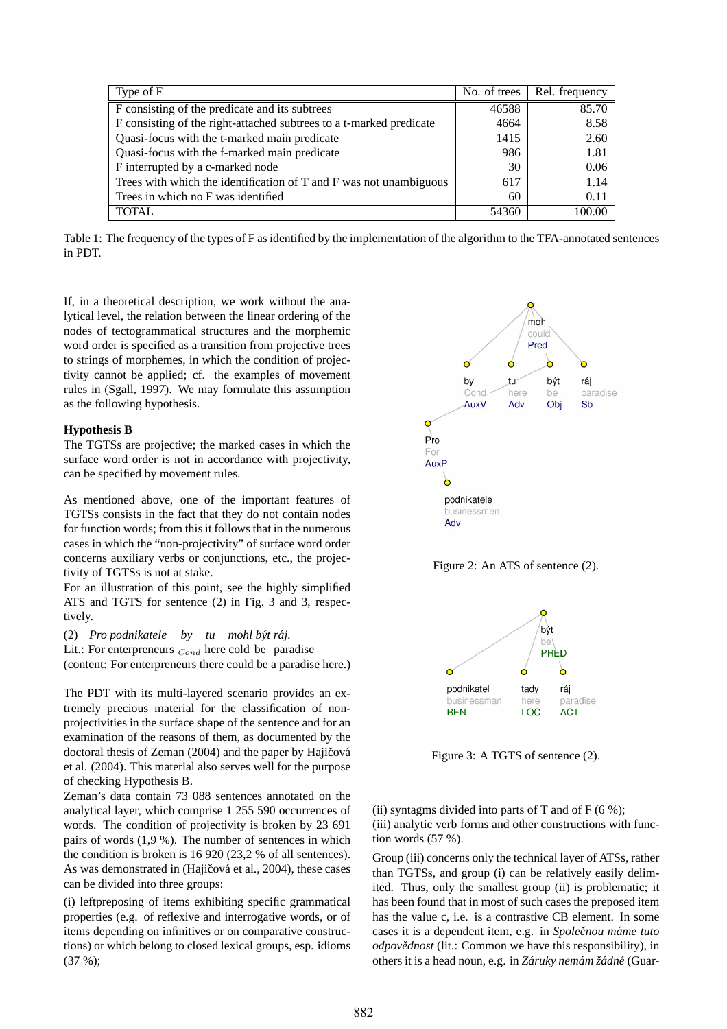| Type of F | No. of trees | Rel. frequency |
|---|---|---|
| F consisting of the predicate and its subtrees | 46588 | 85.70 |
| F consisting of the right-attached subtrees to a t-marked predicate | 4664 | 8.58 |
| Quasi-focus with the t-marked main predicate | 1415 | 2.60 |
| Quasi-focus with the f-marked main predicate | 986 | 1.81 |
| F interrupted by a c-marked node | 30 | 0.06 |
| Trees with which the identification of T and F was not unambiguous | 617 | 1.14 |
| Trees in which no F was identified | 60 | 0.11 |
| TOTAL | 54360 | 100.00 |

Table 1: The frequency of the types of F as identified by the implementation of the algorithm to the TFA-annotated sentences in PDT.

If, in a theoretical description, we work without the analytical level, the relation between the linear ordering of the nodes of tectogrammatical structures and the morphemic word order is specified as a transition from projective trees to strings of morphemes, in which the condition of projectivity cannot be applied; cf. the examples of movement rules in (Sgall, 1997). We may formulate this assumption as the following hypothesis.

**Hypothesis B**

The TGTSs are projective; the marked cases in which the surface word order is not in accordance with projectivity, can be specified by movement rules.

As mentioned above, one of the important features of TGTSs consists in the fact that they do not contain nodes for function words; from this it follows that in the numerous cases in which the "non-projectivity" of surface word order concerns auxiliary verbs or conjunctions, etc., the projectivity of TGTSs is not at stake.

For an illustration of this point, see the highly simplified ATS and TGTS for sentence (2) in Fig. 3 and 3, respectively.

(2) *Pro podnikatele by tu mohl být ráj.*

Lit.: For enterpreneurs $_{Cond}$ here cold be paradise

(content: For enterpreneurs there could be a paradise here.)

Figure 2: An ATS of sentence (2).

Figure 3: A TGTS of sentence (2).

The PDT with its multi-layered scenario provides an extremely precious material for the classification of non-projectivities in the surface shape of the sentence and for an examination of the reasons of them, as documented by the doctoral thesis of Zeman (2004) and the paper by Hajičová et al. (2004). This material also serves well for the purpose of checking Hypothesis B.

Zeman's data contain 73 088 sentences annotated on the analytical layer, which comprise 1 255 590 occurrences of words. The condition of projectivity is broken by 23 691 pairs of words (1,9 %). The number of sentences in which the condition is broken is 16 920 (23,2 % of all sentences). As was demonstrated in (Hajičová et al., 2004), these cases can be divided into three groups:

(i) leftpreposing of items exhibiting specific grammatical properties (e.g. of reflexive and interrogative words, or of items depending on infinitives or on comparative constructions) or which belong to closed lexical groups, esp. idioms (37 %);

(ii) syntagms divided into parts of T and of F (6 %);

(iii) analytic verb forms and other constructions with function words (57 %).

Group (iii) concerns only the technical layer of ATSs, rather than TGTSs, and group (i) can be relatively easily delimited. Thus, only the smallest group (ii) is problematic; it has been found that in most of such cases the preposed item has the value c, i.e. is a contrastive CB element. In some cases it is a dependent item, e.g. in *Společnou máme tuto odpovědnost* (lit.: Common we have this responsibility), in others it is a head noun, e.g. in *Záruky nemám žádné* (Guar-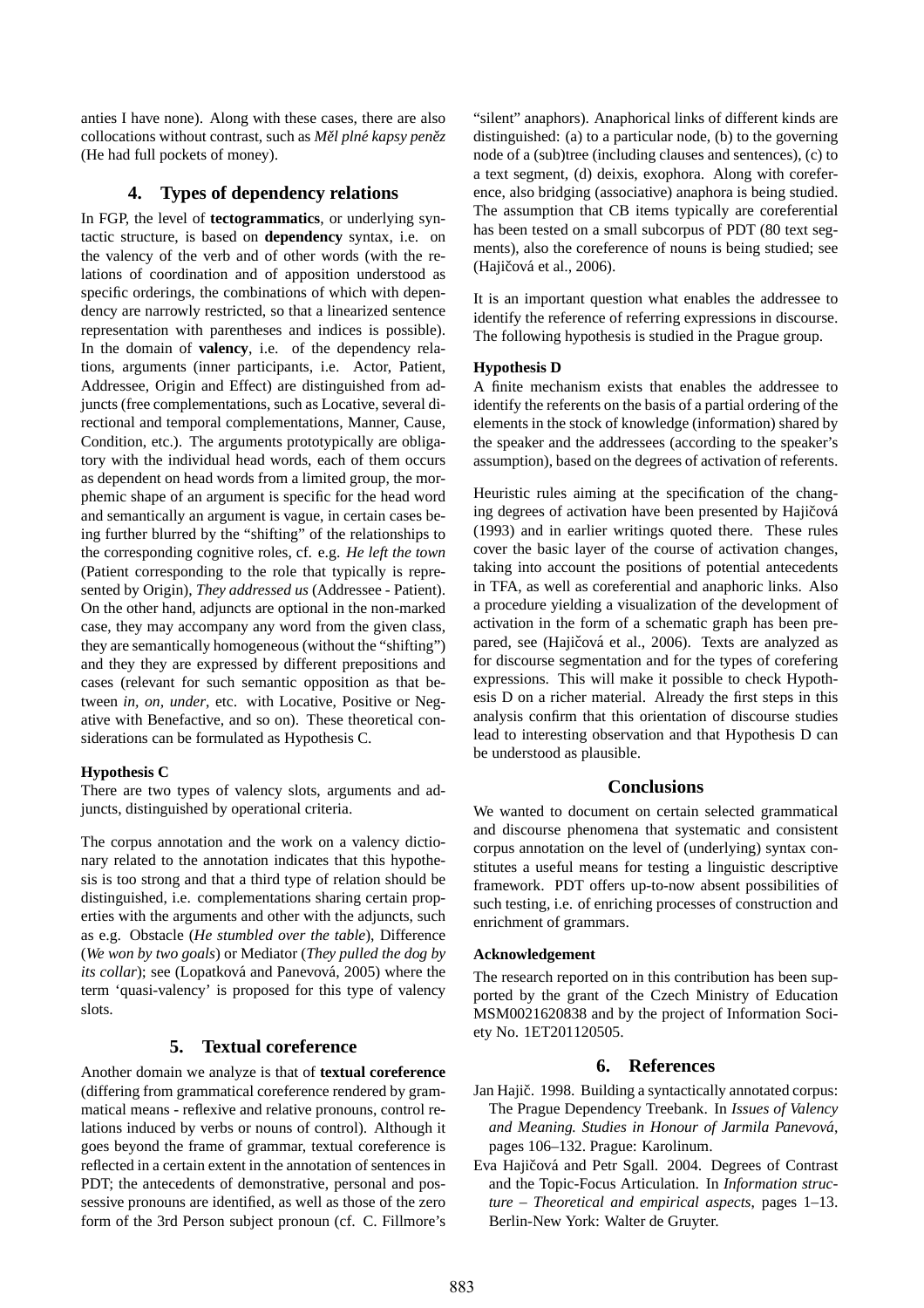anties I have none). Along with these cases, there are also collocations without contrast, such as *Měl plné kapsy peněz* (He had full pockets of money).

## 4. Types of dependency relations

In FGP, the level of **tectogrammatics**, or underlying syntactic structure, is based on **dependency** syntax, i.e. on the valency of the verb and of other words (with the relations of coordination and of apposition understood as specific orderings, the combinations of which with dependency are narrowly restricted, so that a linearized sentence representation with parentheses and indices is possible). In the domain of **valency**, i.e. of the dependency relations, arguments (inner participants, i.e. Actor, Patient, Addressee, Origin and Effect) are distinguished from adjuncts (free complementations, such as Locative, several directional and temporal complementations, Manner, Cause, Condition, etc.). The arguments prototypically are obligatory with the individual head words, each of them occurs as dependent on head words from a limited group, the morphemic shape of an argument is specific for the head word and semantically an argument is vague, in certain cases being further blurred by the "shifting" of the relationships to the corresponding cognitive roles, cf. e.g. *He left the town* (Patient corresponding to the role that typically is represented by Origin), *They addressed us* (Addressee - Patient). On the other hand, adjuncts are optional in the non-marked case, they may accompany any word from the given class, they are semantically homogeneous (without the "shifting") and they they are expressed by different prepositions and cases (relevant for such semantic opposition as that between *in, on, under*, etc. with Locative, Positive or Negative with Benefactive, and so on). These theoretical considerations can be formulated as Hypothesis C.

**Hypothesis C**

There are two types of valency slots, arguments and adjuncts, distinguished by operational criteria.

The corpus annotation and the work on a valency dictionary related to the annotation indicates that this hypothesis is too strong and that a third type of relation should be distinguished, i.e. complementations sharing certain properties with the arguments and other with the adjuncts, such as e.g. Obstacle (*He stumbled over the table*), Difference (*We won by two goals*) or Mediator (*They pulled the dog by its collar*); see (Lopatková and Panevová, 2005) where the term 'quasi-valency' is proposed for this type of valency slots.

## 5. Textual coreference

Another domain we analyze is that of **textual coreference** (differing from grammatical coreference rendered by grammatical means - reflexive and relative pronouns, control relations induced by verbs or nouns of control). Although it goes beyond the frame of grammar, textual coreference is reflected in a certain extent in the annotation of sentences in PDT; the antecedents of demonstrative, personal and possessive pronouns are identified, as well as those of the zero form of the 3rd Person subject pronoun (cf. C. Fillmore's "silent" anaphors). Anaphorical links of different kinds are distinguished: (a) to a particular node, (b) to the governing node of a (sub)tree (including clauses and sentences), (c) to a text segment, (d) deixis, exophora. Along with coreference, also bridging (associative) anaphora is being studied. The assumption that CB items typically are coreferential has been tested on a small subcorpus of PDT (80 text segments), also the coreference of nouns is being studied; see (Hajičová et al., 2006).

It is an important question what enables the addressee to identify the reference of referring expressions in discourse. The following hypothesis is studied in the Prague group.

**Hypothesis D**

A finite mechanism exists that enables the addressee to identify the referents on the basis of a partial ordering of the elements in the stock of knowledge (information) shared by the speaker and the addressees (according to the speaker's assumption), based on the degrees of activation of referents.

Heuristic rules aiming at the specification of the changing degrees of activation have been presented by Hajičová (1993) and in earlier writings quoted there. These rules cover the basic layer of the course of activation changes, taking into account the positions of potential antecedents in TFA, as well as coreferential and anaphoric links. Also a procedure yielding a visualization of the development of activation in the form of a schematic graph has been prepared, see (Hajičová et al., 2006). Texts are analyzed as for discourse segmentation and for the types of corefering expressions. This will make it possible to check Hypothesis D on a richer material. Already the first steps in this analysis confirm that this orientation of discourse studies lead to interesting observation and that Hypothesis D can be understood as plausible.

## Conclusions

We wanted to document on certain selected grammatical and discourse phenomena that systematic and consistent corpus annotation on the level of (underlying) syntax constitutes a useful means for testing a linguistic descriptive framework. PDT offers up-to-now absent possibilities of such testing, i.e. of enriching processes of construction and enrichment of grammars.

**Acknowledgement**

The research reported on in this contribution has been supported by the grant of the Czech Ministry of Education MSM0021620838 and by the project of Information Society No. 1ET201120505.

## 6. References

Jan Hajič. 1998. Building a syntactically annotated corpus: The Prague Dependency Treebank. In *Issues of Valency and Meaning. Studies in Honour of Jarmila Panevová*, pages 106–132. Prague: Karolinum.

Eva Hajičová and Petr Sgall. 2004. Degrees of Contrast and the Topic-Focus Articulation. In *Information structure – Theoretical and empirical aspects*, pages 1–13. Berlin-New York: Walter de Gruyter.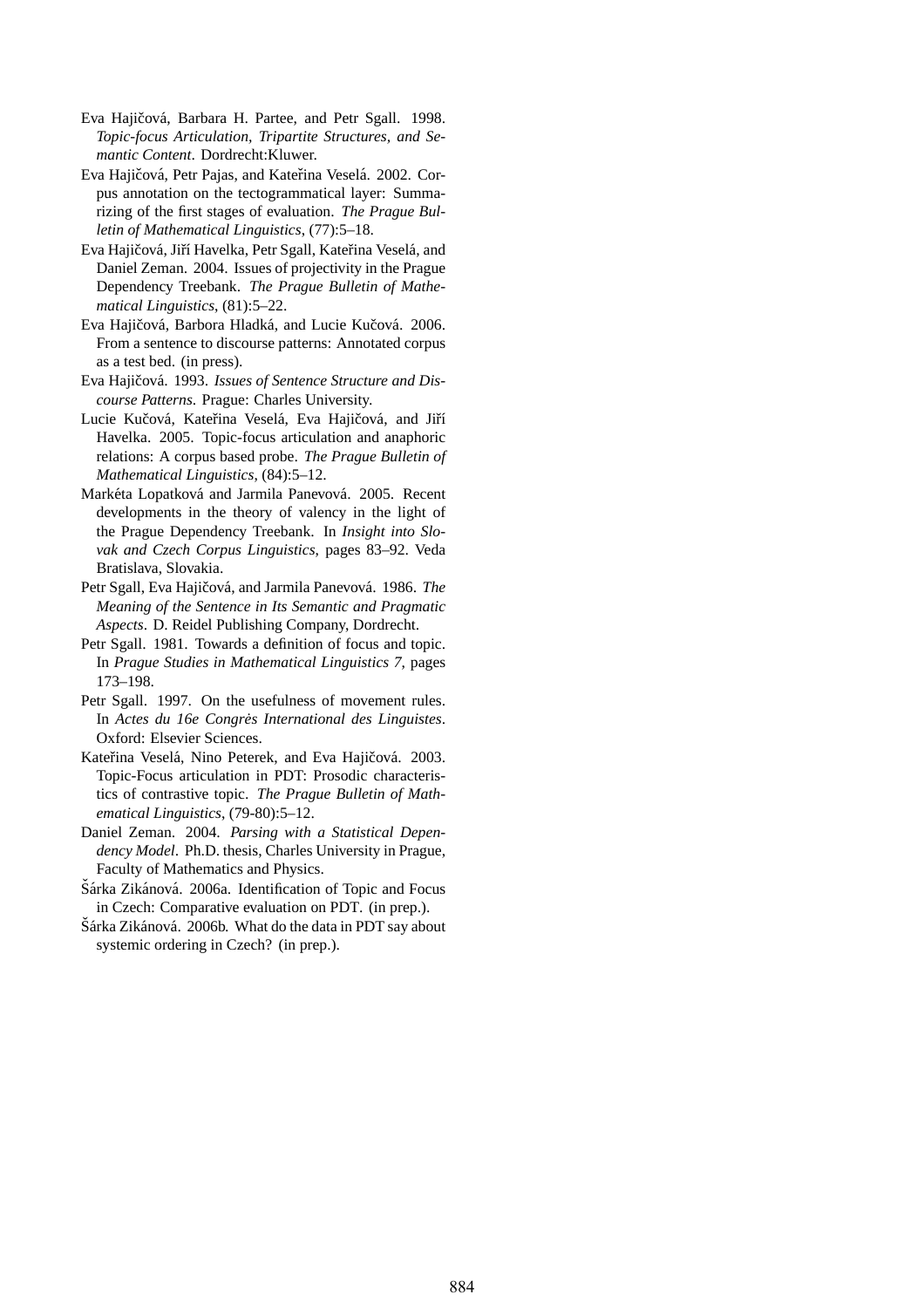Eva Hajičová, Barbara H. Partee, and Petr Sgall. 1998. *Topic-focus Articulation, Tripartite Structures, and Semantic Content*. Dordrecht:Kluwer.

Eva Hajičová, Petr Pajas, and Kateřina Veselá. 2002. Corpus annotation on the tectogrammatical layer: Summarizing of the first stages of evaluation. *The Prague Bulletin of Mathematical Linguistics*, (77):5–18.

Eva Hajičová, Jiří Havelka, Petr Sgall, Kateřina Veselá, and Daniel Zeman. 2004. Issues of projectivity in the Prague Dependency Treebank. *The Prague Bulletin of Mathematical Linguistics*, (81):5–22.

Eva Hajičová, Barbora Hladká, and Lucie Kučová. 2006. From a sentence to discourse patterns: Annotated corpus as a test bed. (in press).

Eva Hajičová. 1993. *Issues of Sentence Structure and Discourse Patterns*. Prague: Charles University.

Lucie Kučová, Kateřina Veselá, Eva Hajičová, and Jiří Havelka. 2005. Topic-focus articulation and anaphoric relations: A corpus based probe. *The Prague Bulletin of Mathematical Linguistics*, (84):5–12.

Markéta Lopatková and Jarmila Panevová. 2005. Recent developments in the theory of valency in the light of the Prague Dependency Treebank. In *Insight into Slovak and Czech Corpus Linguistics*, pages 83–92. Veda Bratislava, Slovakia.

Petr Sgall, Eva Hajičová, and Jarmila Panevová. 1986. *The Meaning of the Sentence in Its Semantic and Pragmatic Aspects*. D. Reidel Publishing Company, Dordrecht.

Petr Sgall. 1981. Towards a definition of focus and topic. In *Prague Studies in Mathematical Linguistics 7*, pages 173–198.

Petr Sgall. 1997. On the usefulness of movement rules. In *Actes du 16e Congrès International des Linguistes*. Oxford: Elsevier Sciences.

Kateřina Veselá, Nino Peterek, and Eva Hajičová. 2003. Topic-Focus articulation in PDT: Prosodic characteristics of contrastive topic. *The Prague Bulletin of Mathematical Linguistics*, (79-80):5–12.

Daniel Zeman. 2004. *Parsing with a Statistical Dependency Model*. Ph.D. thesis, Charles University in Prague, Faculty of Mathematics and Physics.

Šárka Zikánová. 2006a. Identification of Topic and Focus in Czech: Comparative evaluation on PDT. (in prep.).

Šárka Zikánová. 2006b. What do the data in PDT say about systemic ordering in Czech? (in prep.).